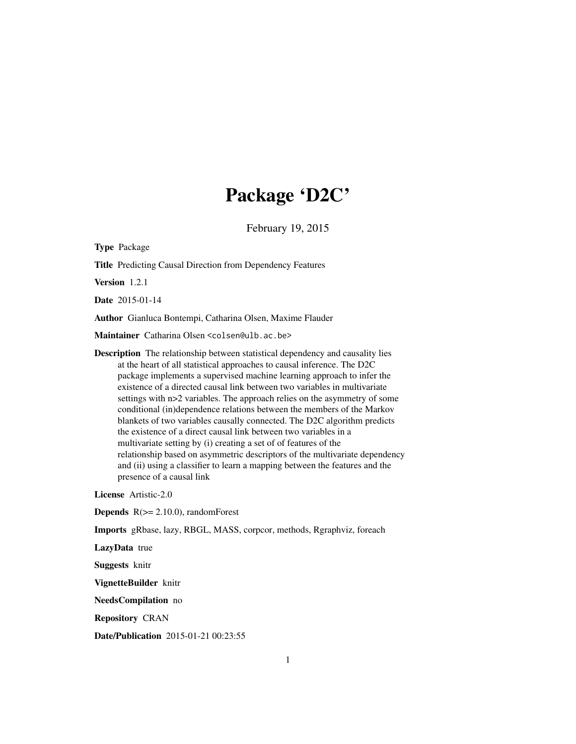# Package 'D2C'

February 19, 2015

**Type** Package

**Title** Predicting Causal Direction from Dependency Features

**Version** 1.2.1

**Date** 2015-01-14

**Author** Gianluca Bontempi, Catharina Olsen, Maxime Flauder

**Maintainer** Catharina Olsen <colsen@ulb.ac.be>

**Description** The relationship between statistical dependency and causality lies at the heart of all statistical approaches to causal inference. The D2C package implements a supervised machine learning approach to infer the existence of a directed causal link between two variables in multivariate settings with n>2 variables. The approach relies on the asymmetry of some conditional (in)dependence relations between the members of the Markov blankets of two variables causally connected. The D2C algorithm predicts the existence of a direct causal link between two variables in a multivariate setting by (i) creating a set of of features of the relationship based on asymmetric descriptors of the multivariate dependency and (ii) using a classifier to learn a mapping between the features and the presence of a causal link

**License** Artistic-2.0

**Depends** R(>= 2.10.0), randomForest

**Imports** gRbase, lazy, RBGL, MASS, corpcor, methods, Rgraphviz, foreach

**LazyData** true

**Suggests** knitr

**VignetteBuilder** knitr

**NeedsCompilation** no

**Repository** CRAN

**Date/Publication** 2015-01-21 00:23:55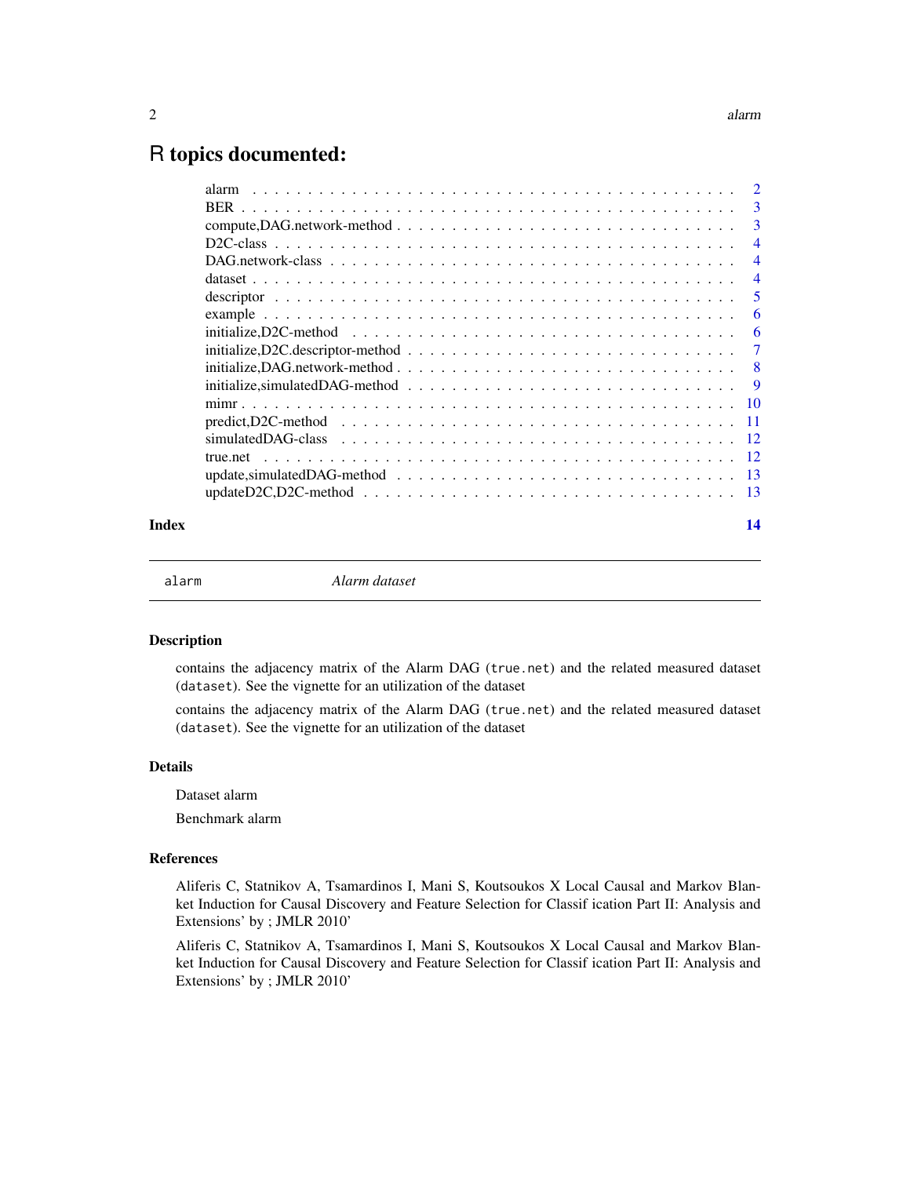# R topics documented:

- alarm . . . . . . . . . . . . . . . . . . . . . . . . . . . . . . . . . . . . . . . . . . 2
- BER . . . . . . . . . . . . . . . . . . . . . . . . . . . . . . . . . . . . . . . . . . . 3
- compute,DAG.network-method . . . . . . . . . . . . . . . . . . . . . . . . . . . 3
- D2C-class . . . . . . . . . . . . . . . . . . . . . . . . . . . . . . . . . . . . . . . 4
- DAG.network-class . . . . . . . . . . . . . . . . . . . . . . . . . . . . . . . . . 4
- dataset . . . . . . . . . . . . . . . . . . . . . . . . . . . . . . . . . . . . . . . . 4
- descriptor . . . . . . . . . . . . . . . . . . . . . . . . . . . . . . . . . . . . . . 5
- example . . . . . . . . . . . . . . . . . . . . . . . . . . . . . . . . . . . . . . . 6
- initialize,D2C-method . . . . . . . . . . . . . . . . . . . . . . . . . . . . . . . 6
- initialize,D2C.descriptor-method . . . . . . . . . . . . . . . . . . . . . . . . . 7
- initialize,DAG.network-method . . . . . . . . . . . . . . . . . . . . . . . . . . 8
- initialize,simulatedDAG-method . . . . . . . . . . . . . . . . . . . . . . . . . 9
- mimr . . . . . . . . . . . . . . . . . . . . . . . . . . . . . . . . . . . . . . . . 10
- predict,D2C-method . . . . . . . . . . . . . . . . . . . . . . . . . . . . . . . . 11
- simulatedDAG-class . . . . . . . . . . . . . . . . . . . . . . . . . . . . . . . . 12
- true.net . . . . . . . . . . . . . . . . . . . . . . . . . . . . . . . . . . . . . . . 12
- update,simulatedDAG-method . . . . . . . . . . . . . . . . . . . . . . . . . . . 13
- updateD2C,D2C-method . . . . . . . . . . . . . . . . . . . . . . . . . . . . . . 13

**Index** **14**

---

`alarm` *Alarm dataset*

---

### Description

contains the adjacency matrix of the Alarm DAG (`true.net`) and the related measured dataset (`dataset`). See the vignette for an utilization of the dataset

contains the adjacency matrix of the Alarm DAG (`true.net`) and the related measured dataset (`dataset`). See the vignette for an utilization of the dataset

### Details

Dataset alarm

Benchmark alarm

### References

Aliferis C, Statnikov A, Tsamardinos I, Mani S, Koutsoukos X Local Causal and Markov Blanket Induction for Causal Discovery and Feature Selection for Classif ication Part II: Analysis and Extensions' by ; JMLR 2010'

Aliferis C, Statnikov A, Tsamardinos I, Mani S, Koutsoukos X Local Causal and Markov Blanket Induction for Causal Discovery and Feature Selection for Classif ication Part II: Analysis and Extensions' by ; JMLR 2010'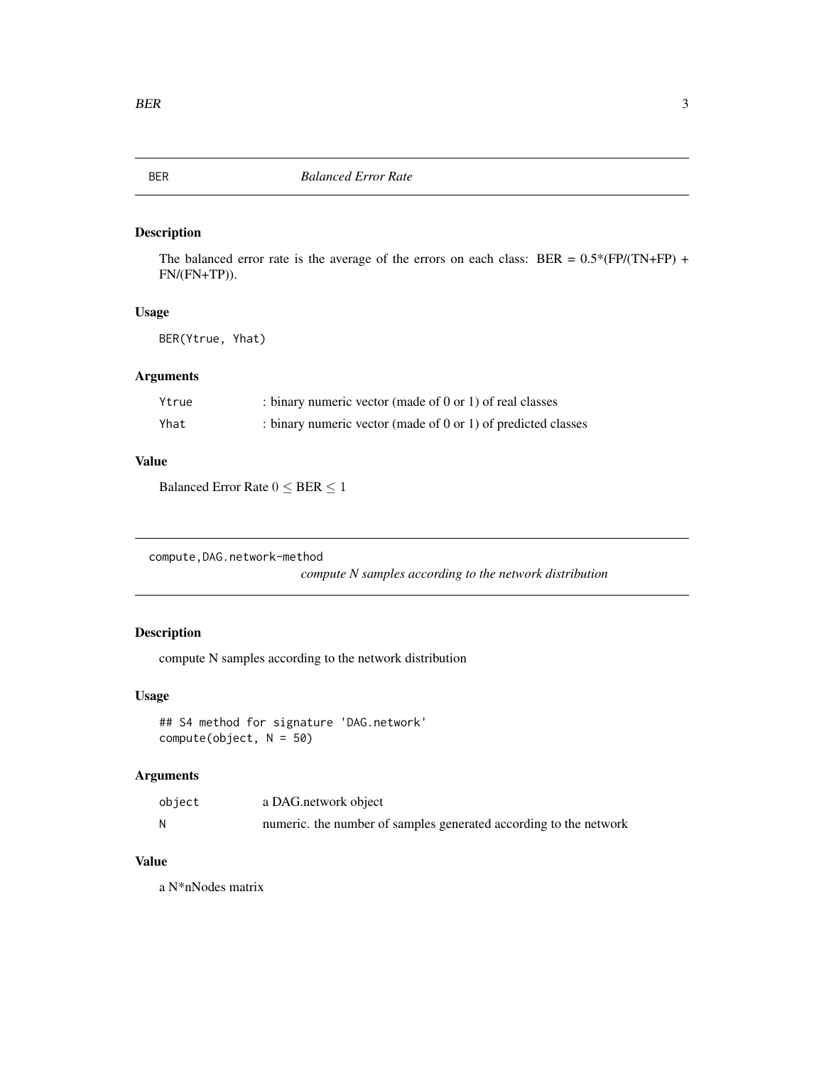## BER — *Balanced Error Rate*

### Description

The balanced error rate is the average of the errors on each class: BER = 0.5*(FP/(TN+FP) + FN/(FN+TP)).

### Usage

```
BER(Ytrue, Yhat)
```

### Arguments

| | |
|---|---|
| `Ytrue` | : binary numeric vector (made of 0 or 1) of real classes |
| `Yhat` | : binary numeric vector (made of 0 or 1) of predicted classes |

### Value

Balanced Error Rate $0 \leq \text{BER} \leq 1$

## compute,DAG.network-method — *compute N samples according to the network distribution*

### Description

compute N samples according to the network distribution

### Usage

```
## S4 method for signature 'DAG.network'
compute(object, N = 50)
```

### Arguments

| | |
|---|---|
| `object` | a DAG.network object |
| `N` | numeric. the number of samples generated according to the network |

### Value

a N*nNodes matrix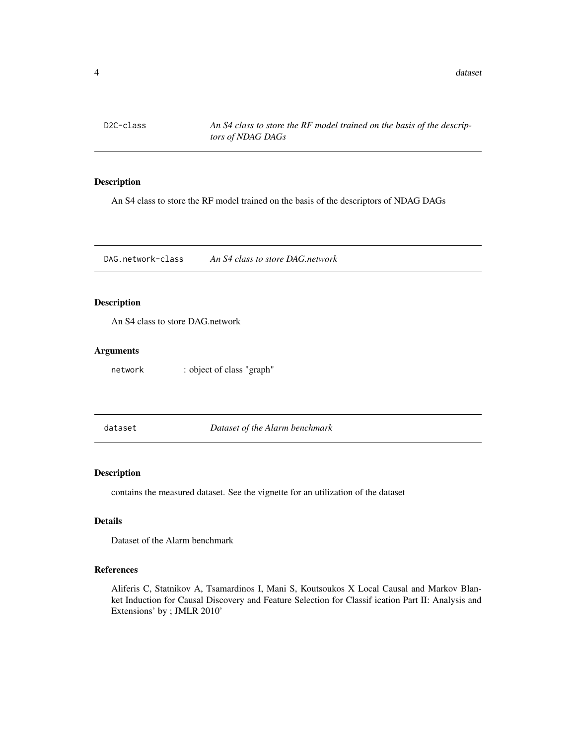## D2C-class *An S4 class to store the RF model trained on the basis of the descriptors of NDAG DAGs*

### Description

An S4 class to store the RF model trained on the basis of the descriptors of NDAG DAGs

## DAG.network-class *An S4 class to store DAG.network*

### Description

An S4 class to store DAG.network

### Arguments

| | |
|---|---|
| network | : object of class "graph" |

## dataset *Dataset of the Alarm benchmark*

### Description

contains the measured dataset. See the vignette for an utilization of the dataset

### Details

Dataset of the Alarm benchmark

### References

Aliferis C, Statnikov A, Tsamardinos I, Mani S, Koutsoukos X Local Causal and Markov Blanket Induction for Causal Discovery and Feature Selection for Classif ication Part II: Analysis and Extensions' by ; JMLR 2010'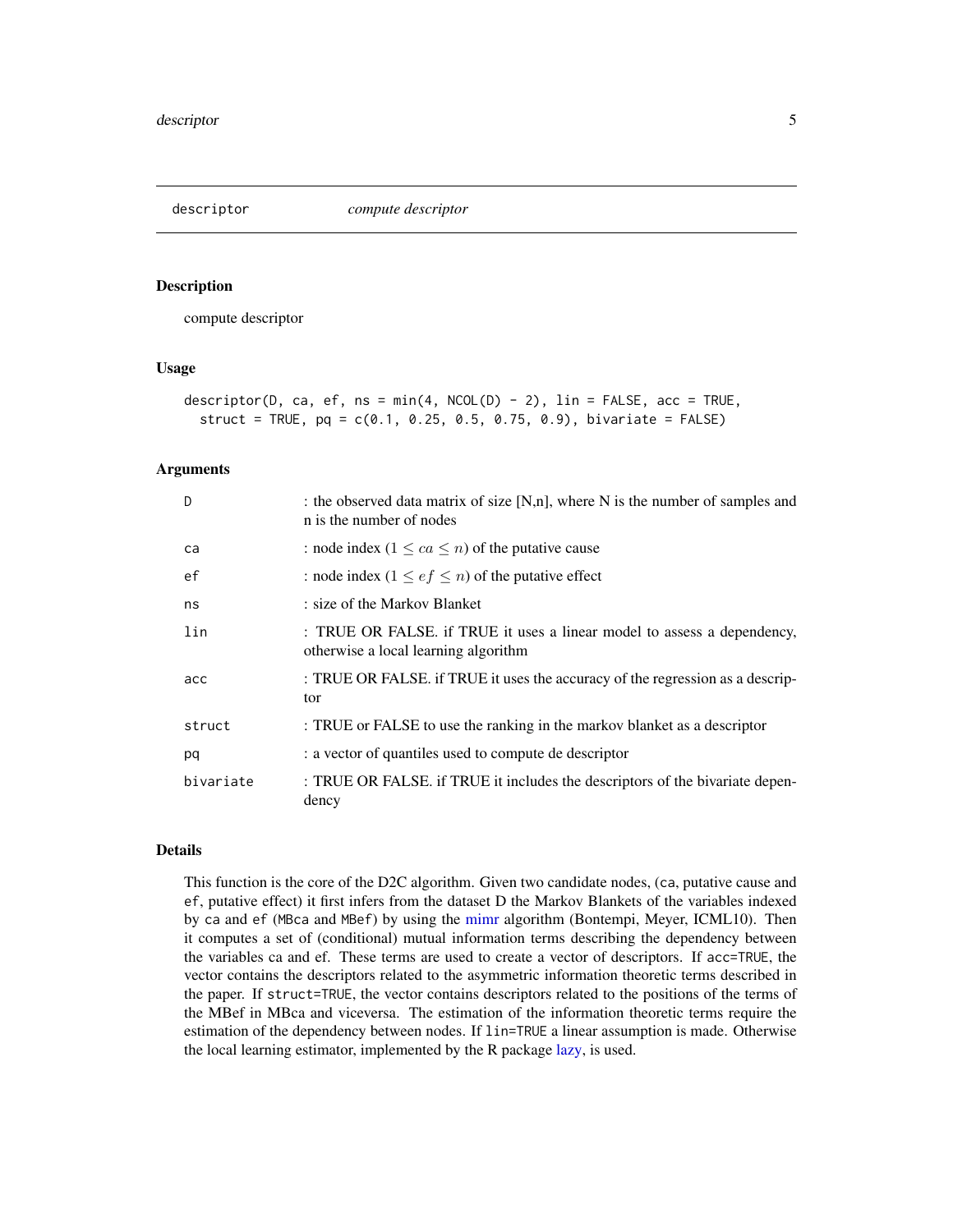## descriptor &emsp; *compute descriptor*

### Description

compute descriptor

### Usage

```
descriptor(D, ca, ef, ns = min(4, NCOL(D) - 2), lin = FALSE, acc = TRUE,
  struct = TRUE, pq = c(0.1, 0.25, 0.5, 0.75, 0.9), bivariate = FALSE)
```

### Arguments

| | |
|---|---|
| `D` | : the observed data matrix of size [N,n], where N is the number of samples and n is the number of nodes |
| `ca` | : node index ($1 \leq ca \leq n$) of the putative cause |
| `ef` | : node index ($1 \leq ef \leq n$) of the putative effect |
| `ns` | : size of the Markov Blanket |
| `lin` | : TRUE OR FALSE. if TRUE it uses a linear model to assess a dependency, otherwise a local learning algorithm |
| `acc` | : TRUE OR FALSE. if TRUE it uses the accuracy of the regression as a descriptor |
| `struct` | : TRUE or FALSE to use the ranking in the markov blanket as a descriptor |
| `pq` | : a vector of quantiles used to compute de descriptor |
| `bivariate` | : TRUE OR FALSE. if TRUE it includes the descriptors of the bivariate dependency |

### Details

This function is the core of the D2C algorithm. Given two candidate nodes, (`ca`, putative cause and `ef`, putative effect) it first infers from the dataset D the Markov Blankets of the variables indexed by `ca` and `ef` (`MBca` and `MBef`) by using the mimr algorithm (Bontempi, Meyer, ICML10). Then it computes a set of (conditional) mutual information terms describing the dependency between the variables ca and ef. These terms are used to create a vector of descriptors. If `acc=TRUE`, the vector contains the descriptors related to the asymmetric information theoretic terms described in the paper. If `struct=TRUE`, the vector contains descriptors related to the positions of the terms of the MBef in MBca and viceversa. The estimation of the information theoretic terms require the estimation of the dependency between nodes. If `lin=TRUE` a linear assumption is made. Otherwise the local learning estimator, implemented by the R package lazy, is used.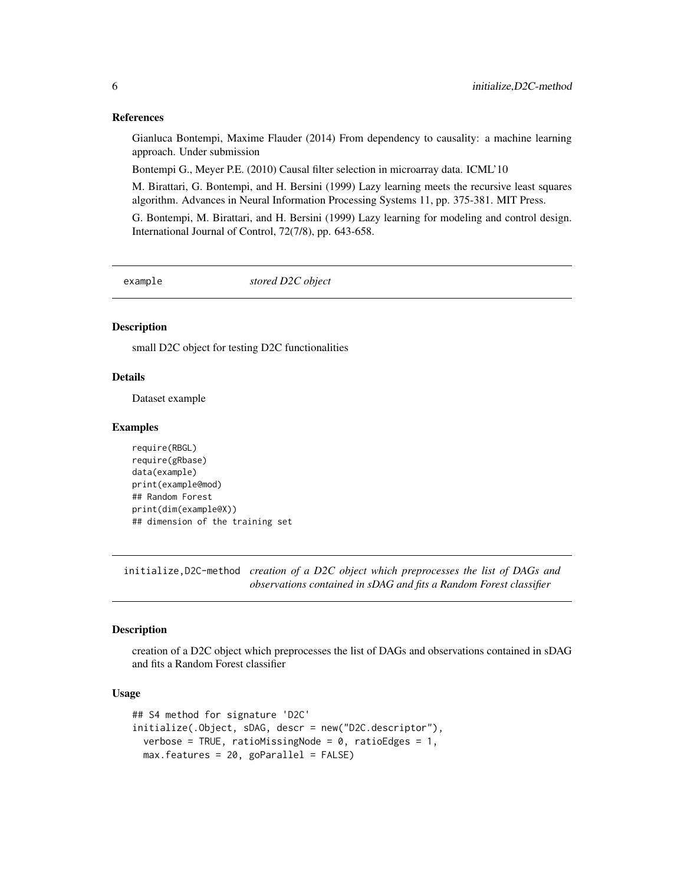### References

Gianluca Bontempi, Maxime Flauder (2014) From dependency to causality: a machine learning approach. Under submission

Bontempi G., Meyer P.E. (2010) Causal filter selection in microarray data. ICML'10

M. Birattari, G. Bontempi, and H. Bersini (1999) Lazy learning meets the recursive least squares algorithm. Advances in Neural Information Processing Systems 11, pp. 375-381. MIT Press.

G. Bontempi, M. Birattari, and H. Bersini (1999) Lazy learning for modeling and control design. International Journal of Control, 72(7/8), pp. 643-658.

## example — *stored D2C object*

### Description

small D2C object for testing D2C functionalities

### Details

Dataset example

### Examples

```
require(RBGL)
require(gRbase)
data(example)
print(example@mod)
## Random Forest
print(dim(example@X))
## dimension of the training set
```

## initialize,D2C-method — *creation of a D2C object which preprocesses the list of DAGs and observations contained in sDAG and fits a Random Forest classifier*

### Description

creation of a D2C object which preprocesses the list of DAGs and observations contained in sDAG and fits a Random Forest classifier

### Usage

```
## S4 method for signature 'D2C'
initialize(.Object, sDAG, descr = new("D2C.descriptor"),
  verbose = TRUE, ratioMissingNode = 0, ratioEdges = 1,
  max.features = 20, goParallel = FALSE)
```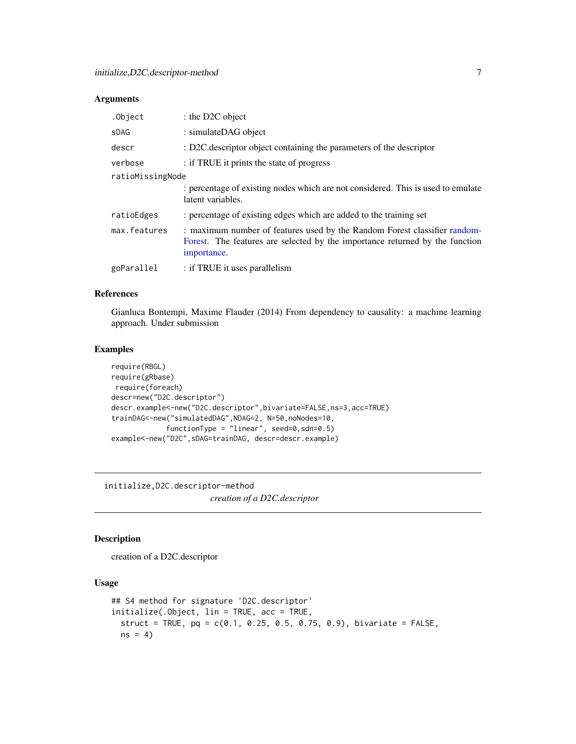### Arguments

| | |
|---|---|
| `.Object` | : the D2C object |
| `sDAG` | : simulateDAG object |
| `descr` | : D2C.descriptor object containing the parameters of the descriptor |
| `verbose` | : if TRUE it prints the state of progress |
| `ratioMissingNode` | : percentage of existing nodes which are not considered. This is used to emulate latent variables. |
| `ratioEdges` | : percentage of existing edges which are added to the training set |
| `max.features` | : maximum number of features used by the Random Forest classifier randomForest. The features are selected by the importance returned by the function importance. |
| `goParallel` | : if TRUE it uses parallelism |

### References

Gianluca Bontempi, Maxime Flauder (2014) From dependency to causality: a machine learning approach. Under submission

### Examples

```
require(RBGL)
require(gRbase)
 require(foreach)
descr=new("D2C.descriptor")
descr.example<-new("D2C.descriptor",bivariate=FALSE,ns=3,acc=TRUE)
trainDAG<-new("simulatedDAG",NDAG=2, N=50,noNodes=10,
            functionType = "linear", seed=0,sdn=0.5)
example<-new("D2C",sDAG=trainDAG, descr=descr.example)
```

---

## initialize,D2C.descriptor-method
*creation of a D2C.descriptor*

---

### Description

creation of a D2C.descriptor

### Usage

```
## S4 method for signature 'D2C.descriptor'
initialize(.Object, lin = TRUE, acc = TRUE,
  struct = TRUE, pq = c(0.1, 0.25, 0.5, 0.75, 0.9), bivariate = FALSE,
  ns = 4)
```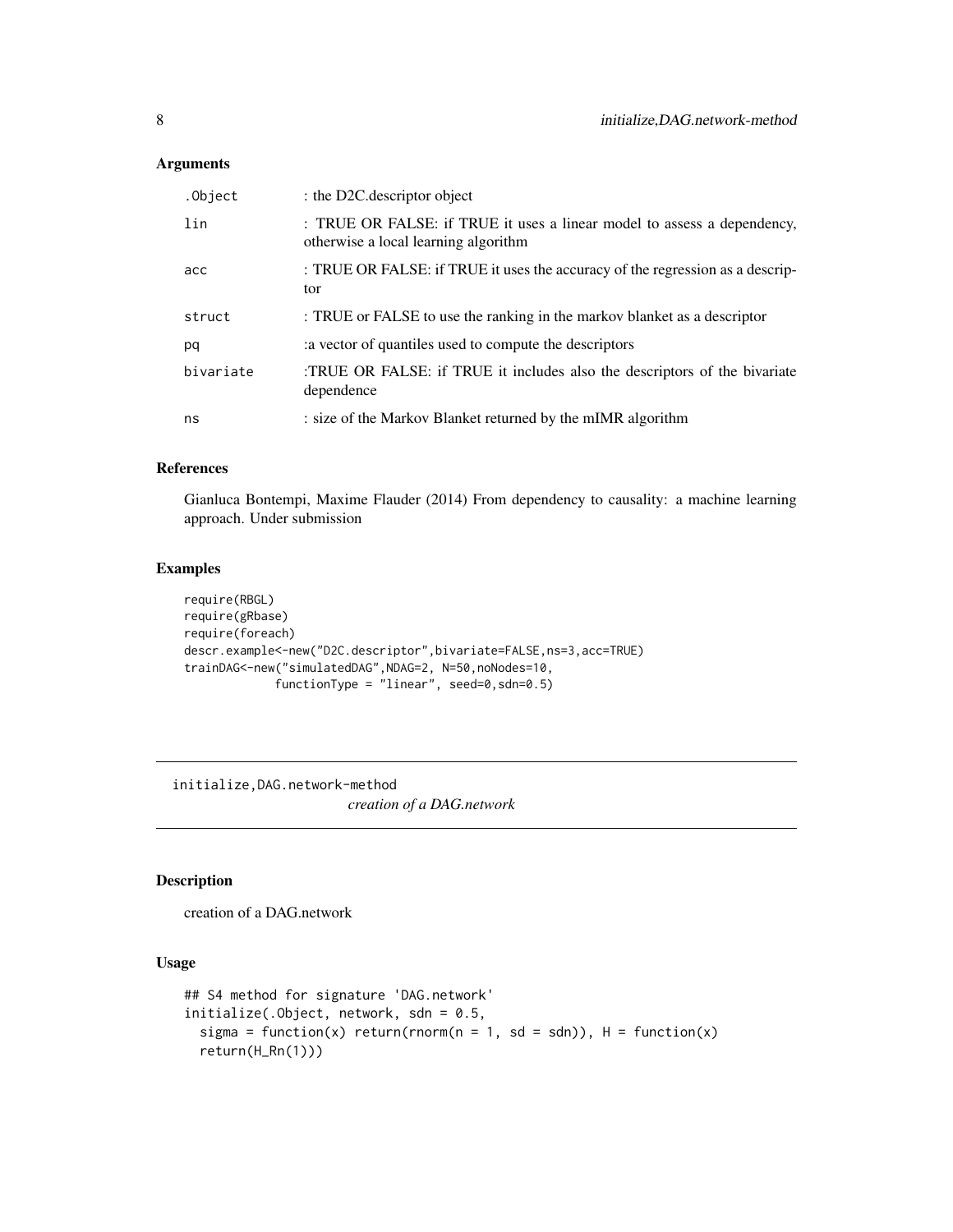### Arguments

| | |
|---|---|
| `.Object` | : the D2C.descriptor object |
| `lin` | : TRUE OR FALSE: if TRUE it uses a linear model to assess a dependency, otherwise a local learning algorithm |
| `acc` | : TRUE OR FALSE: if TRUE it uses the accuracy of the regression as a descriptor |
| `struct` | : TRUE or FALSE to use the ranking in the markov blanket as a descriptor |
| `pq` | :a vector of quantiles used to compute the descriptors |
| `bivariate` | :TRUE OR FALSE: if TRUE it includes also the descriptors of the bivariate dependence |
| `ns` | : size of the Markov Blanket returned by the mIMR algorithm |

### References

Gianluca Bontempi, Maxime Flauder (2014) From dependency to causality: a machine learning approach. Under submission

### Examples

```
require(RBGL)
require(gRbase)
require(foreach)
descr.example<-new("D2C.descriptor",bivariate=FALSE,ns=3,acc=TRUE)
trainDAG<-new("simulatedDAG",NDAG=2, N=50,noNodes=10,
            functionType = "linear", seed=0,sdn=0.5)
```

---

## initialize,DAG.network-method &nbsp;&nbsp;&nbsp; *creation of a DAG.network*

---

### Description

creation of a DAG.network

### Usage

```
## S4 method for signature 'DAG.network'
initialize(.Object, network, sdn = 0.5,
  sigma = function(x) return(rnorm(n = 1, sd = sdn)), H = function(x)
  return(H_Rn(1)))
```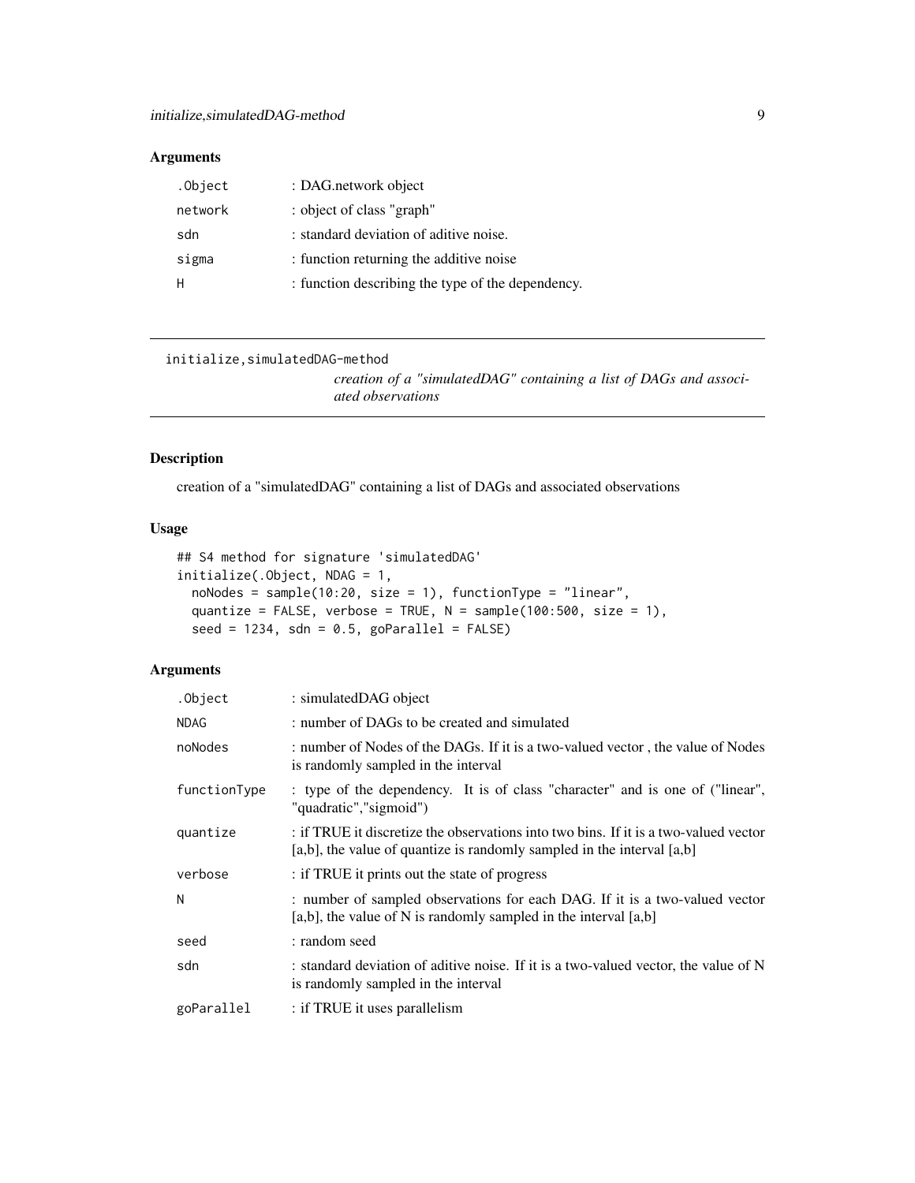### Arguments

| | |
|---|---|
| .Object | : DAG.network object |
| network | : object of class "graph" |
| sdn | : standard deviation of aditive noise. |
| sigma | : function returning the additive noise |
| H | : function describing the type of the dependency. |

## initialize,simulatedDAG-method

*creation of a "simulatedDAG" containing a list of DAGs and associated observations*

### Description

creation of a "simulatedDAG" containing a list of DAGs and associated observations

### Usage

```
## S4 method for signature 'simulatedDAG'
initialize(.Object, NDAG = 1,
  noNodes = sample(10:20, size = 1), functionType = "linear",
  quantize = FALSE, verbose = TRUE, N = sample(100:500, size = 1),
  seed = 1234, sdn = 0.5, goParallel = FALSE)
```

### Arguments

| | |
|---|---|
| .Object | : simulatedDAG object |
| NDAG | : number of DAGs to be created and simulated |
| noNodes | : number of Nodes of the DAGs. If it is a two-valued vector , the value of Nodes is randomly sampled in the interval |
| functionType | : type of the dependency. It is of class "character" and is one of ("linear", "quadratic","sigmoid") |
| quantize | : if TRUE it discretize the observations into two bins. If it is a two-valued vector [a,b], the value of quantize is randomly sampled in the interval [a,b] |
| verbose | : if TRUE it prints out the state of progress |
| N | : number of sampled observations for each DAG. If it is a two-valued vector [a,b], the value of N is randomly sampled in the interval [a,b] |
| seed | : random seed |
| sdn | : standard deviation of aditive noise. If it is a two-valued vector, the value of N is randomly sampled in the interval |
| goParallel | : if TRUE it uses parallelism |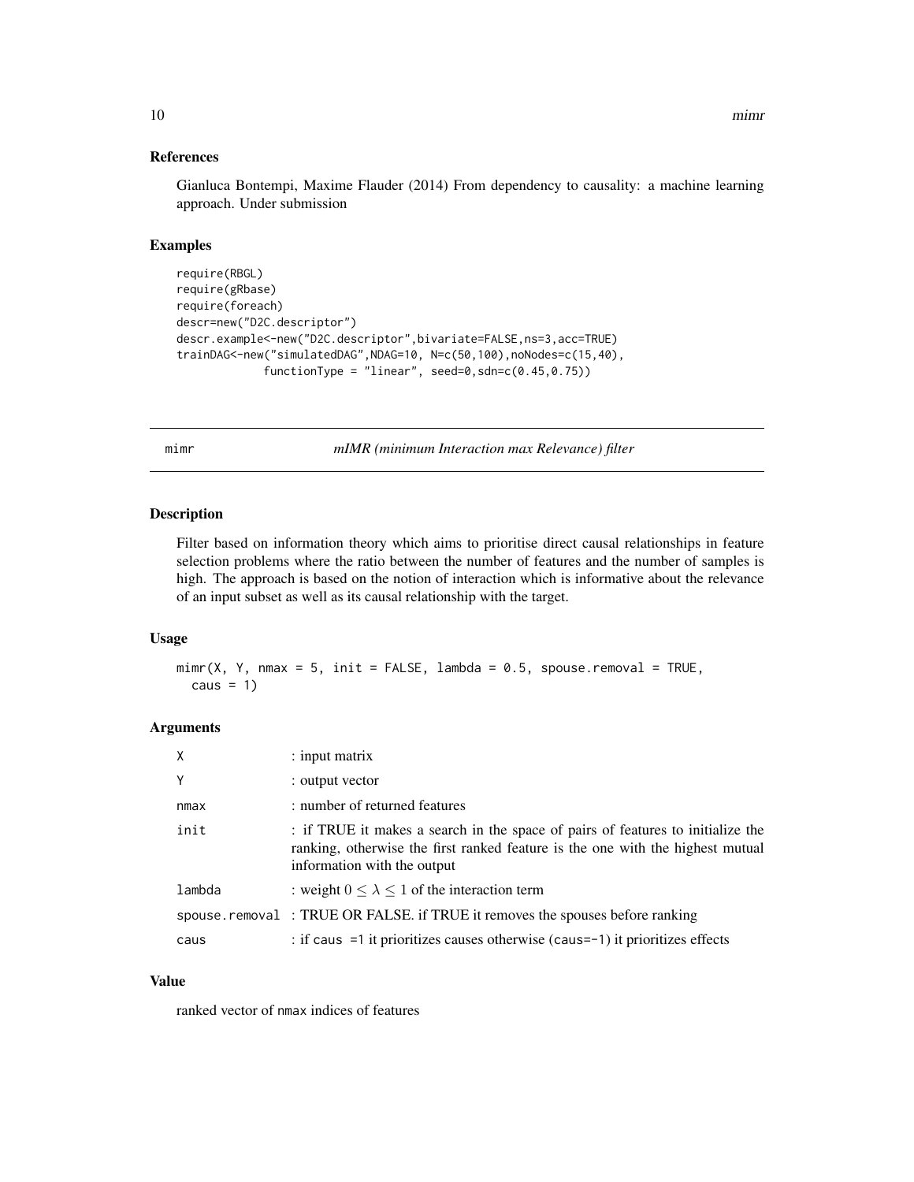### References

Gianluca Bontempi, Maxime Flauder (2014) From dependency to causality: a machine learning approach. Under submission

### Examples

```
require(RBGL)
require(gRbase)
require(foreach)
descr=new("D2C.descriptor")
descr.example<-new("D2C.descriptor",bivariate=FALSE,ns=3,acc=TRUE)
trainDAG<-new("simulatedDAG",NDAG=10, N=c(50,100),noNodes=c(15,40),
             functionType = "linear", seed=0,sdn=c(0.45,0.75))
```

## mimr — *mIMR (minimum Interaction max Relevance) filter*

### Description

Filter based on information theory which aims to prioritise direct causal relationships in feature selection problems where the ratio between the number of features and the number of samples is high. The approach is based on the notion of interaction which is informative about the relevance of an input subset as well as its causal relationship with the target.

### Usage

```
mimr(X, Y, nmax = 5, init = FALSE, lambda = 0.5, spouse.removal = TRUE,
  caus = 1)
```

### Arguments

| | |
|---|---|
| X | : input matrix |
| Y | : output vector |
| nmax | : number of returned features |
| init | : if TRUE it makes a search in the space of pairs of features to initialize the ranking, otherwise the first ranked feature is the one with the highest mutual information with the output |
| lambda | : weight $0 \leq \lambda \leq 1$ of the interaction term |
| spouse.removal | : TRUE OR FALSE. if TRUE it removes the spouses before ranking |
| caus | : if caus =1 it prioritizes causes otherwise (caus=-1) it prioritizes effects |

### Value

ranked vector of nmax indices of features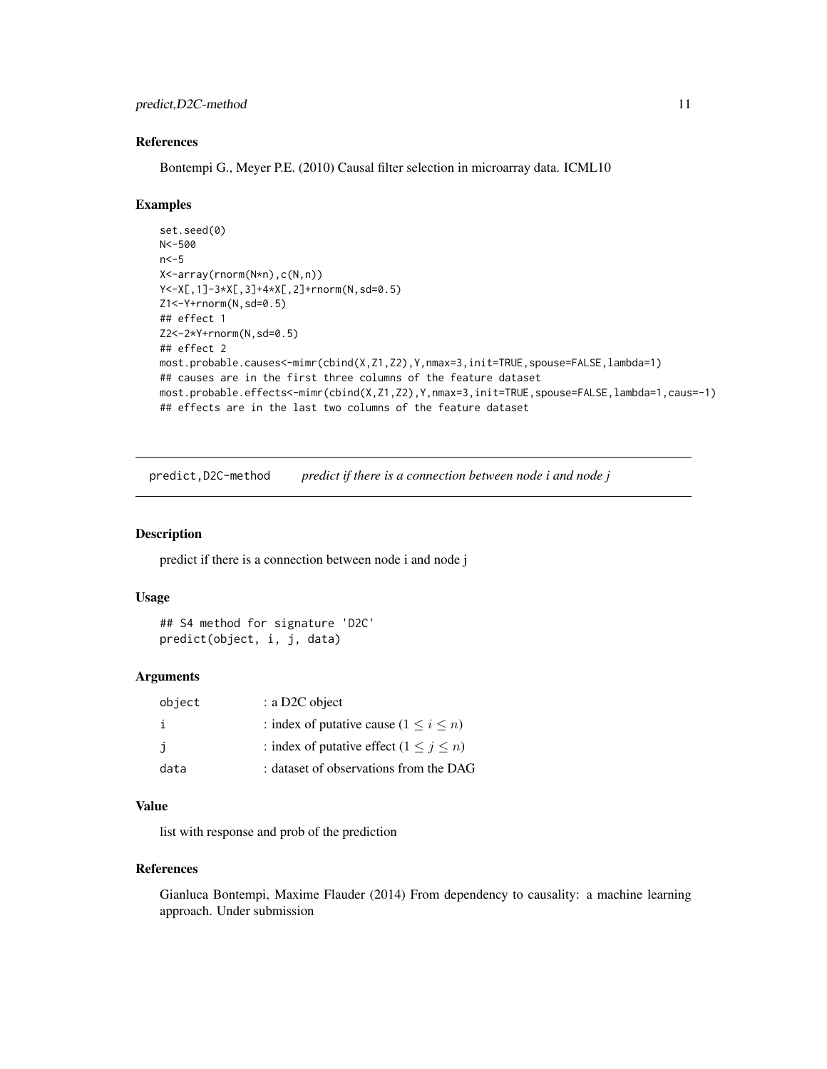### References

Bontempi G., Meyer P.E. (2010) Causal filter selection in microarray data. ICML10

### Examples

```
set.seed(0)
N<-500
n<-5
X<-array(rnorm(N*n),c(N,n))
Y<-X[,1]-3*X[,3]+4*X[,2]+rnorm(N,sd=0.5)
Z1<-Y+rnorm(N,sd=0.5)
## effect 1
Z2<-2*Y+rnorm(N,sd=0.5)
## effect 2
most.probable.causes<-mimr(cbind(X,Z1,Z2),Y,nmax=3,init=TRUE,spouse=FALSE,lambda=1)
## causes are in the first three columns of the feature dataset
most.probable.effects<-mimr(cbind(X,Z1,Z2),Y,nmax=3,init=TRUE,spouse=FALSE,lambda=1,caus=-1)
## effects are in the last two columns of the feature dataset
```

---

## `predict,D2C-method` *predict if there is a connection between node i and node j*

### Description

predict if there is a connection between node i and node j

### Usage

```
## S4 method for signature 'D2C'
predict(object, i, j, data)
```

### Arguments

| | |
|---|---|
| object | : a D2C object |
| i | : index of putative cause ($1 \leq i \leq n$) |
| j | : index of putative effect ($1 \leq j \leq n$) |
| data | : dataset of observations from the DAG |

### Value

list with response and prob of the prediction

### References

Gianluca Bontempi, Maxime Flauder (2014) From dependency to causality: a machine learning approach. Under submission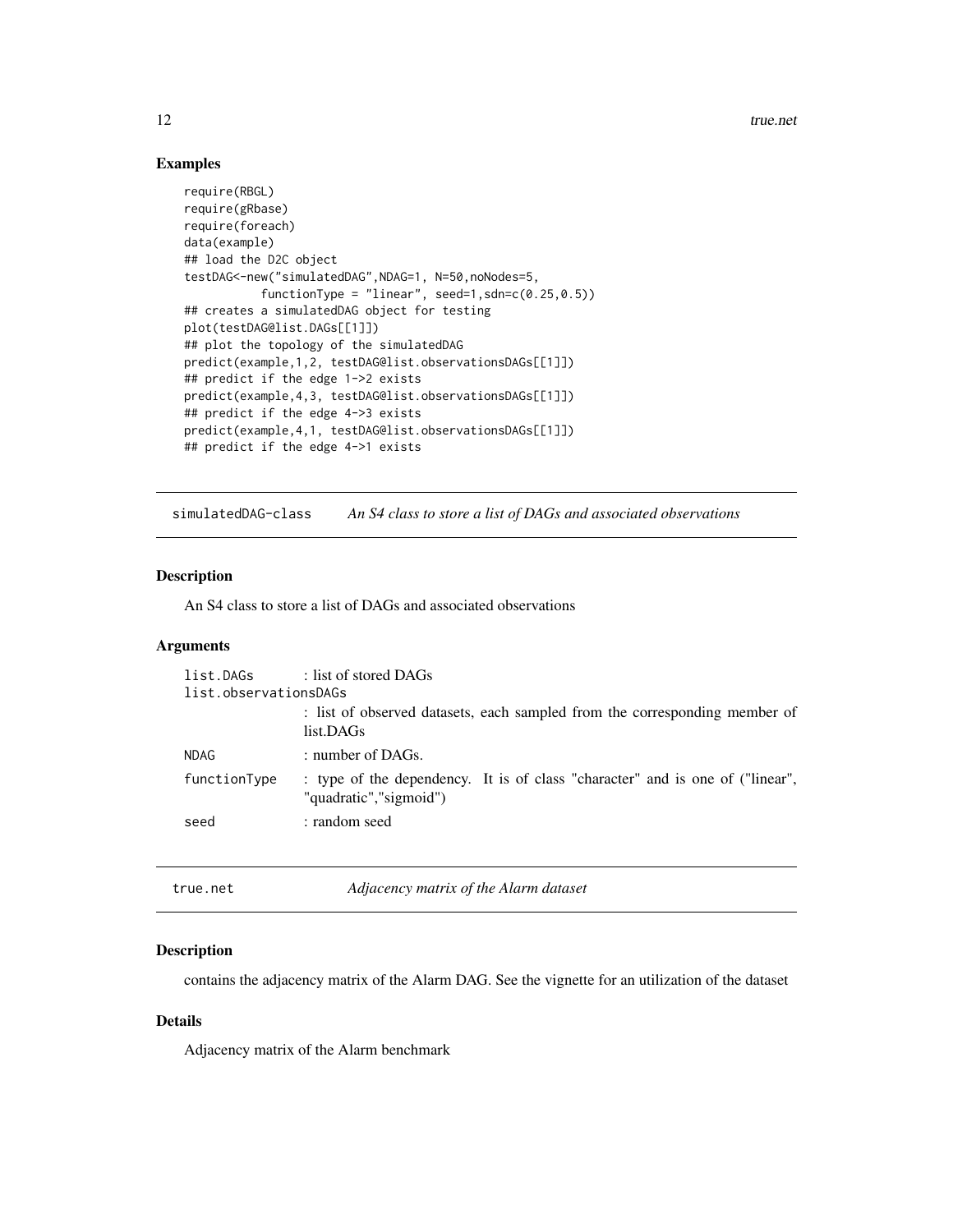### Examples

```
require(RBGL)
require(gRbase)
require(foreach)
data(example)
## load the D2C object
testDAG<-new("simulatedDAG",NDAG=1, N=50,noNodes=5,
          functionType = "linear", seed=1,sdn=c(0.25,0.5))
## creates a simulatedDAG object for testing
plot(testDAG@list.DAGs[[1]])
## plot the topology of the simulatedDAG
predict(example,1,2, testDAG@list.observationsDAGs[[1]])
## predict if the edge 1->2 exists
predict(example,4,3, testDAG@list.observationsDAGs[[1]])
## predict if the edge 4->3 exists
predict(example,4,1, testDAG@list.observationsDAGs[[1]])
## predict if the edge 4->1 exists
```

---

## simulatedDAG-class — *An S4 class to store a list of DAGs and associated observations*

### Description

An S4 class to store a list of DAGs and associated observations

### Arguments

| | |
|---|---|
| list.DAGs | : list of stored DAGs |
| list.observationsDAGs | : list of observed datasets, each sampled from the corresponding member of list.DAGs |
| NDAG | : number of DAGs. |
| functionType | : type of the dependency. It is of class "character" and is one of ("linear", "quadratic","sigmoid") |
| seed | : random seed |

---

## true.net — *Adjacency matrix of the Alarm dataset*

### Description

contains the adjacency matrix of the Alarm DAG. See the vignette for an utilization of the dataset

### Details

Adjacency matrix of the Alarm benchmark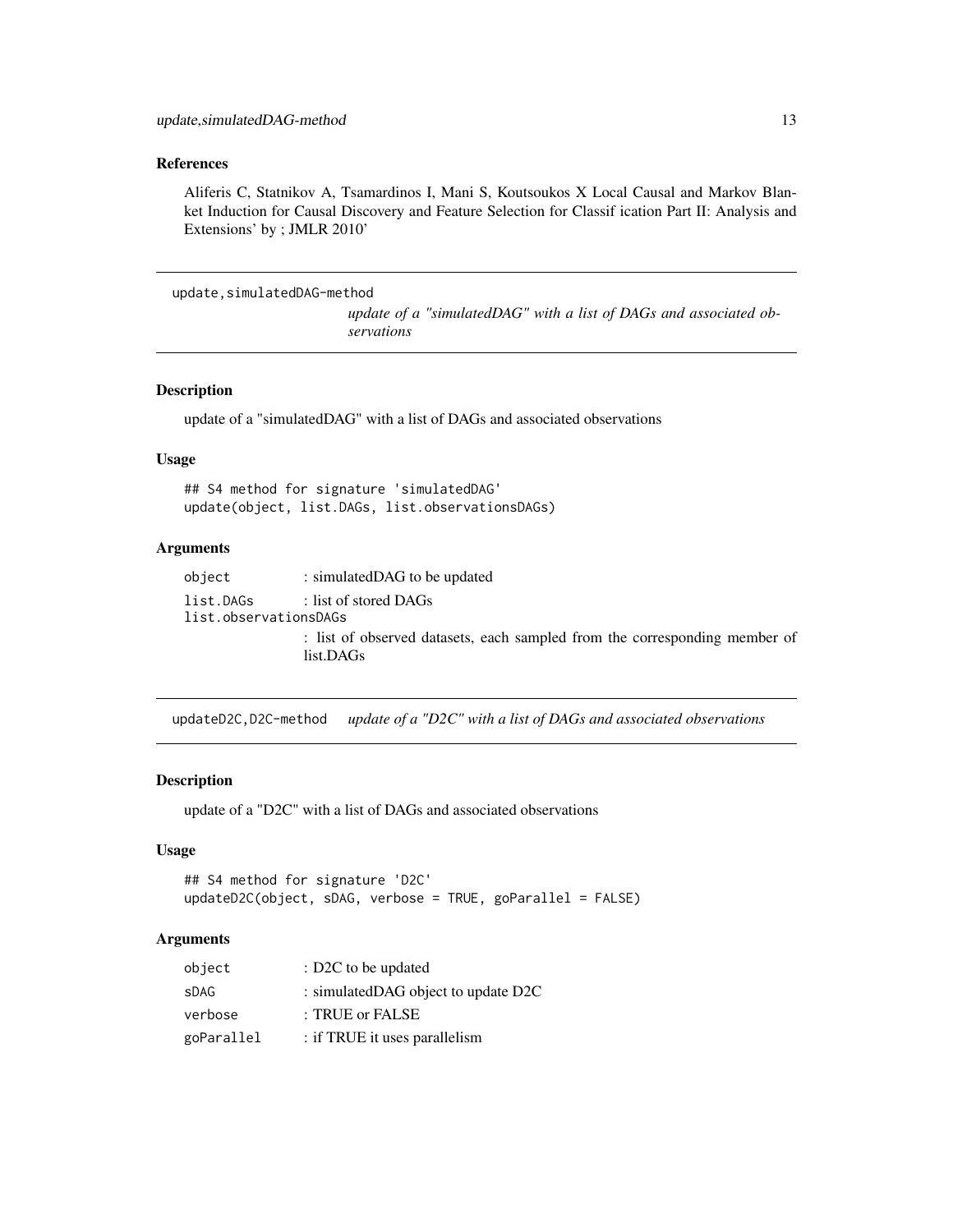### References

Aliferis C, Statnikov A, Tsamardinos I, Mani S, Koutsoukos X Local Causal and Markov Blanket Induction for Causal Discovery and Feature Selection for Classif ication Part II: Analysis and Extensions' by ; JMLR 2010'

## update,simulatedDAG-method

*update of a "simulatedDAG" with a list of DAGs and associated observations*

### Description

update of a "simulatedDAG" with a list of DAGs and associated observations

### Usage

```
## S4 method for signature 'simulatedDAG'
update(object, list.DAGs, list.observationsDAGs)
```

### Arguments

| | |
|---|---|
| `object` | : simulatedDAG to be updated |
| `list.DAGs` | : list of stored DAGs |
| `list.observationsDAGs` | : list of observed datasets, each sampled from the corresponding member of list.DAGs |

## updateD2C,D2C-method

*update of a "D2C" with a list of DAGs and associated observations*

### Description

update of a "D2C" with a list of DAGs and associated observations

### Usage

```
## S4 method for signature 'D2C'
updateD2C(object, sDAG, verbose = TRUE, goParallel = FALSE)
```

### Arguments

| | |
|---|---|
| `object` | : D2C to be updated |
| `sDAG` | : simulatedDAG object to update D2C |
| `verbose` | : TRUE or FALSE |
| `goParallel` | : if TRUE it uses parallelism |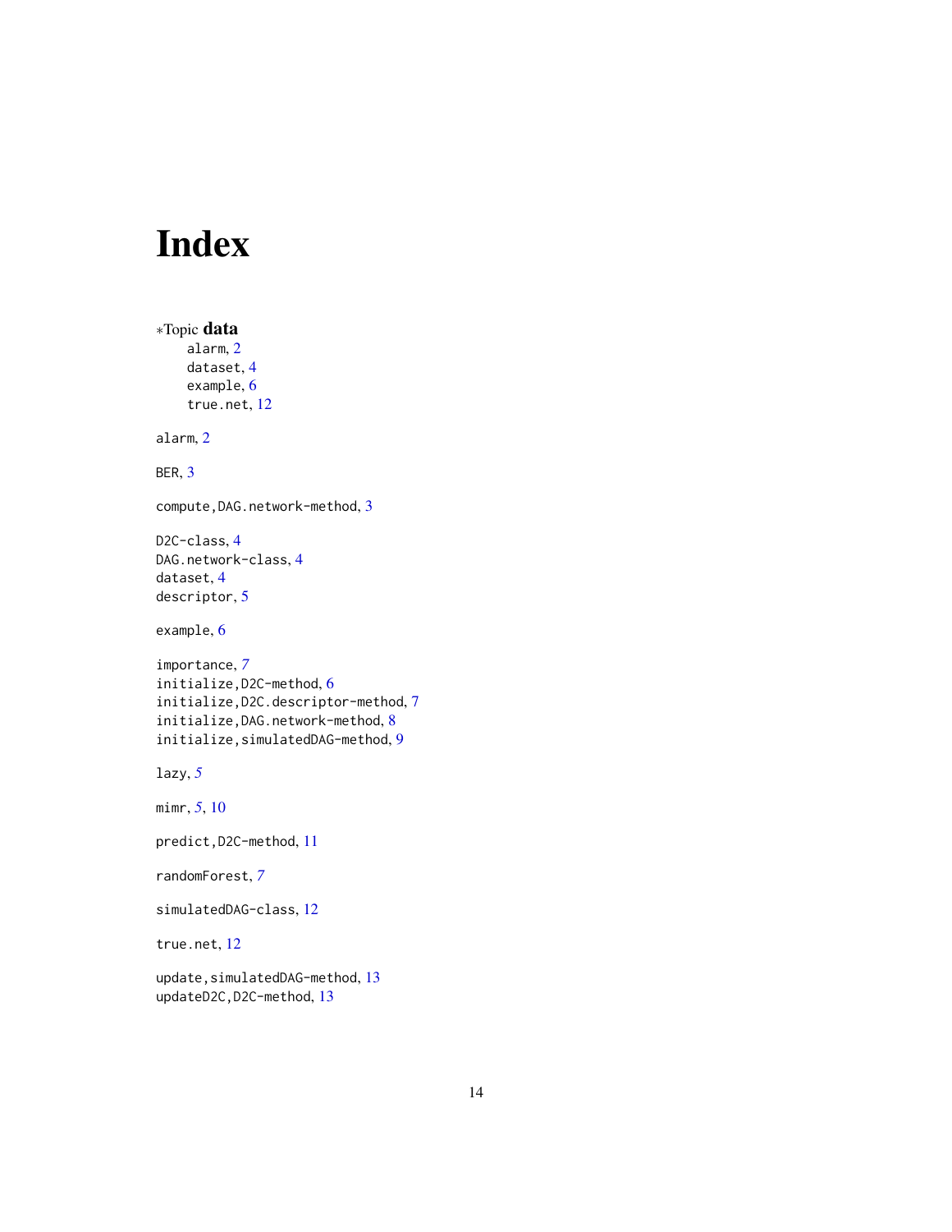# Index

*Topic **data**
- alarm, 2
- dataset, 4
- example, 6
- true.net, 12

alarm, 2

BER, 3

compute,DAG.network-method, 3

D2C-class, 4
DAG.network-class, 4
dataset, 4
descriptor, 5

example, 6

importance, *7*
initialize,D2C-method, 6
initialize,D2C.descriptor-method, 7
initialize,DAG.network-method, 8
initialize,simulatedDAG-method, 9

lazy, *5*

mimr, *5*, 10

predict,D2C-method, 11

randomForest, *7*

simulatedDAG-class, 12

true.net, 12

update,simulatedDAG-method, 13
updateD2C,D2C-method, 13